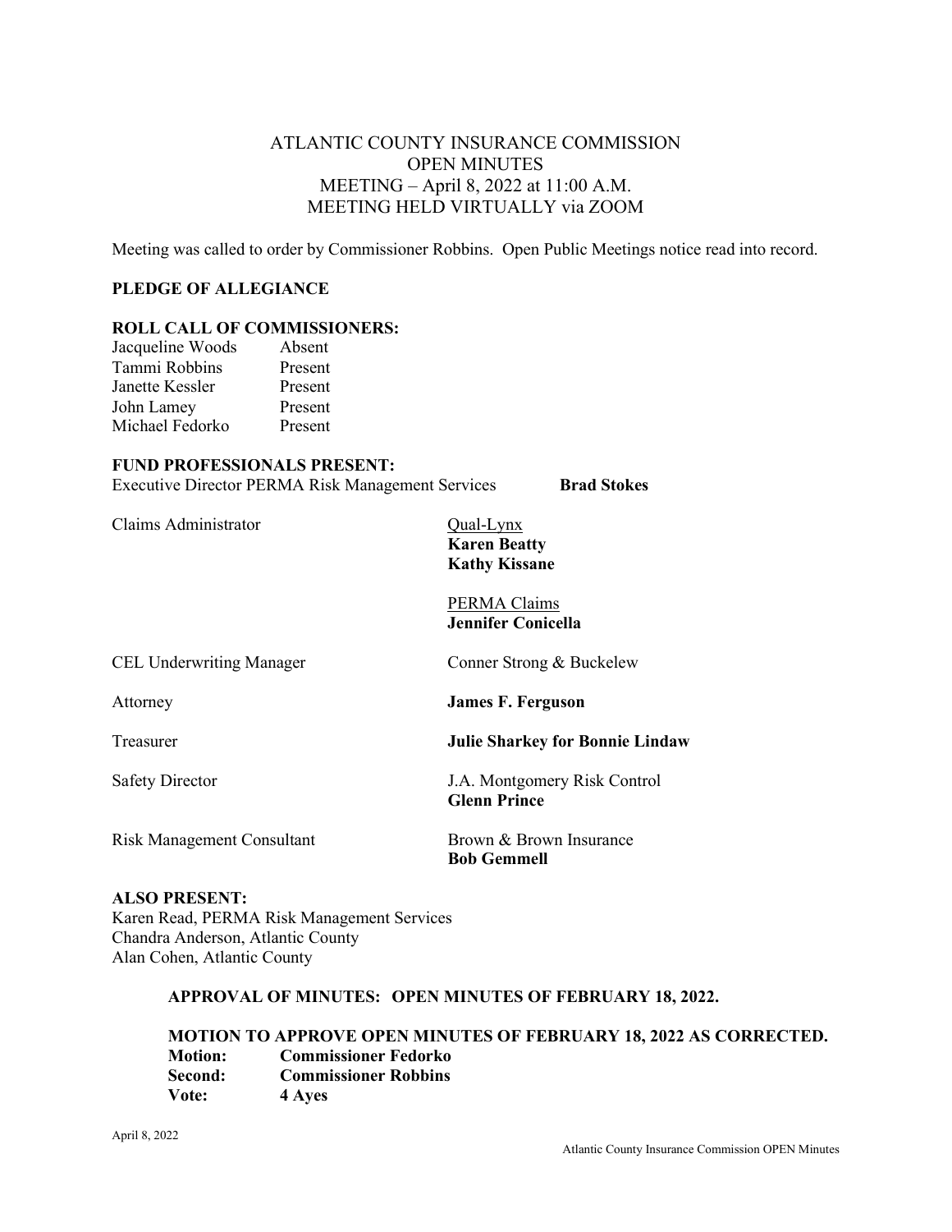# ATLANTIC COUNTY INSURANCE COMMISSION
## OPEN MINUTES
## MEETING – April 8, 2022 at 11:00 A.M.
## MEETING HELD VIRTUALLY via ZOOM

Meeting was called to order by Commissioner Robbins. Open Public Meetings notice read into record.

**PLEDGE OF ALLEGIANCE**

**ROLL CALL OF COMMISSIONERS:**

| | |
|---|---|
| Jacqueline Woods | Absent |
| Tammi Robbins | Present |
| Janette Kessler | Present |
| John Lamey | Present |
| Michael Fedorko | Present |

**FUND PROFESSIONALS PRESENT:**

| | |
|---|---|
| Executive Director PERMA Risk Management Services | **Brad Stokes** |
| Claims Administrator | Qual-Lynx<br>**Karen Beatty**<br>**Kathy Kissane** |
| | PERMA Claims<br>**Jennifer Conicella** |
| CEL Underwriting Manager | Conner Strong & Buckelew |
| Attorney | **James F. Ferguson** |
| Treasurer | **Julie Sharkey for Bonnie Lindaw** |
| Safety Director | J.A. Montgomery Risk Control<br>**Glenn Prince** |
| Risk Management Consultant | Brown & Brown Insurance<br>**Bob Gemmell** |

**ALSO PRESENT:**
Karen Read, PERMA Risk Management Services
Chandra Anderson, Atlantic County
Alan Cohen, Atlantic County

**APPROVAL OF MINUTES: OPEN MINUTES OF FEBRUARY 18, 2022.**

**MOTION TO APPROVE OPEN MINUTES OF FEBRUARY 18, 2022 AS CORRECTED.**
**Motion: Commissioner Fedorko**
**Second: Commissioner Robbins**
**Vote: 4 Ayes**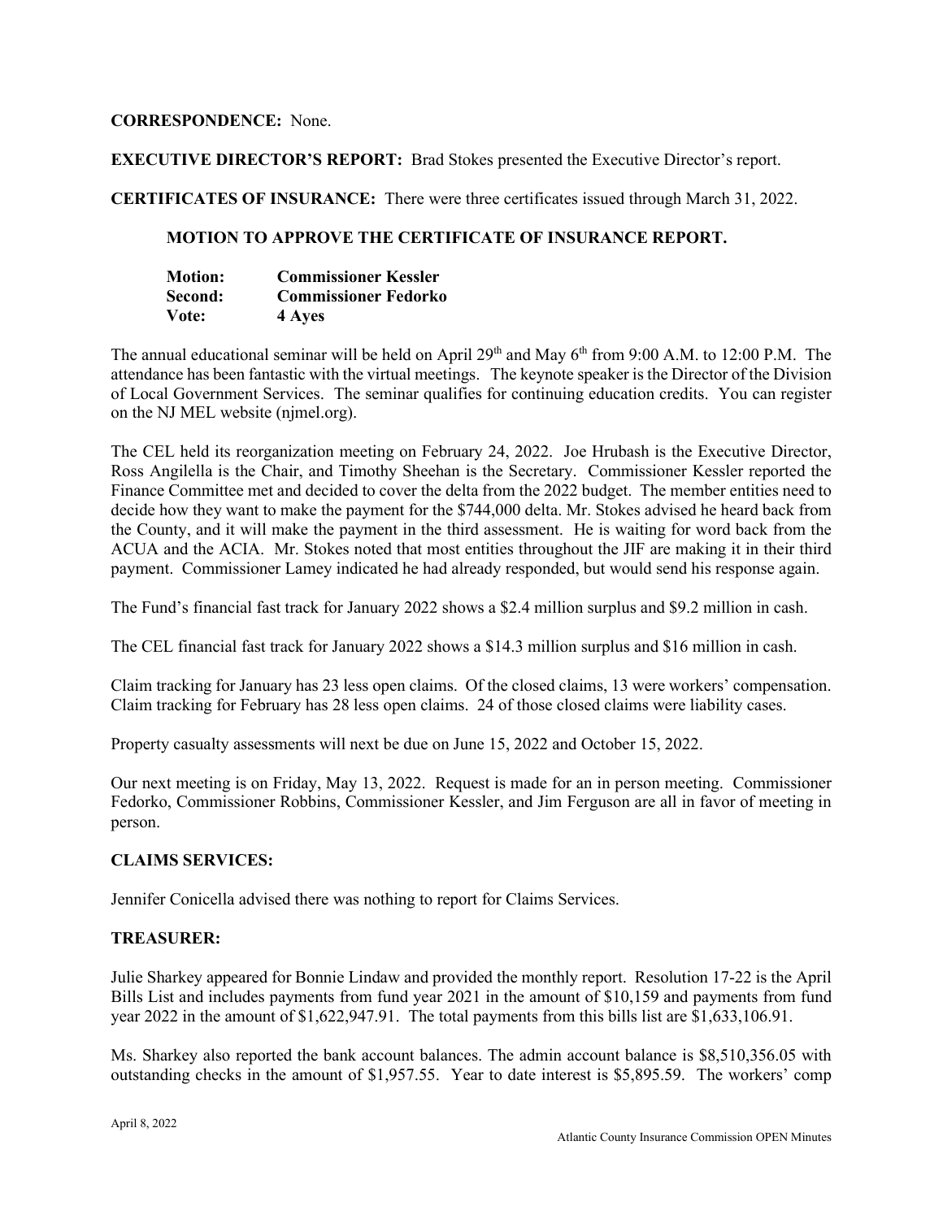**CORRESPONDENCE:** None.

**EXECUTIVE DIRECTOR'S REPORT:** Brad Stokes presented the Executive Director's report.

**CERTIFICATES OF INSURANCE:** There were three certificates issued through March 31, 2022.

**MOTION TO APPROVE THE CERTIFICATE OF INSURANCE REPORT.**

**Motion:** **Commissioner Kessler**
**Second:** **Commissioner Fedorko**
**Vote:** **4 Ayes**

The annual educational seminar will be held on April 29th and May 6th from 9:00 A.M. to 12:00 P.M. The attendance has been fantastic with the virtual meetings. The keynote speaker is the Director of the Division of Local Government Services. The seminar qualifies for continuing education credits. You can register on the NJ MEL website (njmel.org).

The CEL held its reorganization meeting on February 24, 2022. Joe Hrubash is the Executive Director, Ross Angilella is the Chair, and Timothy Sheehan is the Secretary. Commissioner Kessler reported the Finance Committee met and decided to cover the delta from the 2022 budget. The member entities need to decide how they want to make the payment for the $744,000 delta. Mr. Stokes advised he heard back from the County, and it will make the payment in the third assessment. He is waiting for word back from the ACUA and the ACIA. Mr. Stokes noted that most entities throughout the JIF are making it in their third payment. Commissioner Lamey indicated he had already responded, but would send his response again.

The Fund's financial fast track for January 2022 shows a $2.4 million surplus and $9.2 million in cash.

The CEL financial fast track for January 2022 shows a $14.3 million surplus and $16 million in cash.

Claim tracking for January has 23 less open claims. Of the closed claims, 13 were workers' compensation. Claim tracking for February has 28 less open claims. 24 of those closed claims were liability cases.

Property casualty assessments will next be due on June 15, 2022 and October 15, 2022.

Our next meeting is on Friday, May 13, 2022. Request is made for an in person meeting. Commissioner Fedorko, Commissioner Robbins, Commissioner Kessler, and Jim Ferguson are all in favor of meeting in person.

**CLAIMS SERVICES:**

Jennifer Conicella advised there was nothing to report for Claims Services.

**TREASURER:**

Julie Sharkey appeared for Bonnie Lindaw and provided the monthly report. Resolution 17-22 is the April Bills List and includes payments from fund year 2021 in the amount of $10,159 and payments from fund year 2022 in the amount of $1,622,947.91. The total payments from this bills list are $1,633,106.91.

Ms. Sharkey also reported the bank account balances. The admin account balance is $8,510,356.05 with outstanding checks in the amount of $1,957.55. Year to date interest is $5,895.59. The workers' comp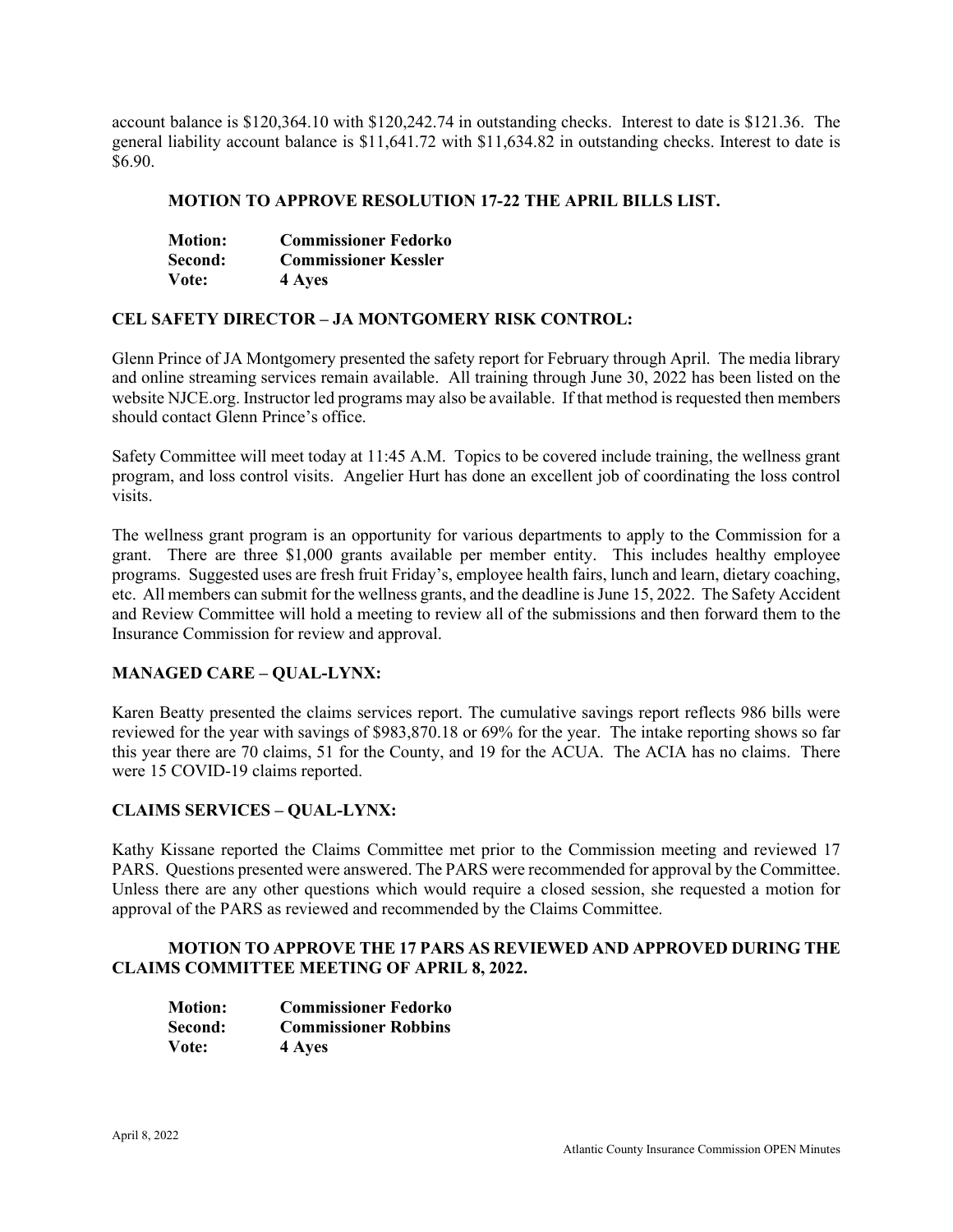account balance is $120,364.10 with $120,242.74 in outstanding checks. Interest to date is $121.36. The general liability account balance is $11,641.72 with $11,634.82 in outstanding checks. Interest to date is $6.90.

**MOTION TO APPROVE RESOLUTION 17-22 THE APRIL BILLS LIST.**

**Motion:** **Commissioner Fedorko**
**Second:** **Commissioner Kessler**
**Vote:** **4 Ayes**

**CEL SAFETY DIRECTOR – JA MONTGOMERY RISK CONTROL:**

Glenn Prince of JA Montgomery presented the safety report for February through April. The media library and online streaming services remain available. All training through June 30, 2022 has been listed on the website NJCE.org. Instructor led programs may also be available. If that method is requested then members should contact Glenn Prince's office.

Safety Committee will meet today at 11:45 A.M. Topics to be covered include training, the wellness grant program, and loss control visits. Angelier Hurt has done an excellent job of coordinating the loss control visits.

The wellness grant program is an opportunity for various departments to apply to the Commission for a grant. There are three $1,000 grants available per member entity. This includes healthy employee programs. Suggested uses are fresh fruit Friday's, employee health fairs, lunch and learn, dietary coaching, etc. All members can submit for the wellness grants, and the deadline is June 15, 2022. The Safety Accident and Review Committee will hold a meeting to review all of the submissions and then forward them to the Insurance Commission for review and approval.

**MANAGED CARE – QUAL-LYNX:**

Karen Beatty presented the claims services report. The cumulative savings report reflects 986 bills were reviewed for the year with savings of $983,870.18 or 69% for the year. The intake reporting shows so far this year there are 70 claims, 51 for the County, and 19 for the ACUA. The ACIA has no claims. There were 15 COVID-19 claims reported.

**CLAIMS SERVICES – QUAL-LYNX:**

Kathy Kissane reported the Claims Committee met prior to the Commission meeting and reviewed 17 PARS. Questions presented were answered. The PARS were recommended for approval by the Committee. Unless there are any other questions which would require a closed session, she requested a motion for approval of the PARS as reviewed and recommended by the Claims Committee.

**MOTION TO APPROVE THE 17 PARS AS REVIEWED AND APPROVED DURING THE CLAIMS COMMITTEE MEETING OF APRIL 8, 2022.**

**Motion:** **Commissioner Fedorko**
**Second:** **Commissioner Robbins**
**Vote:** **4 Ayes**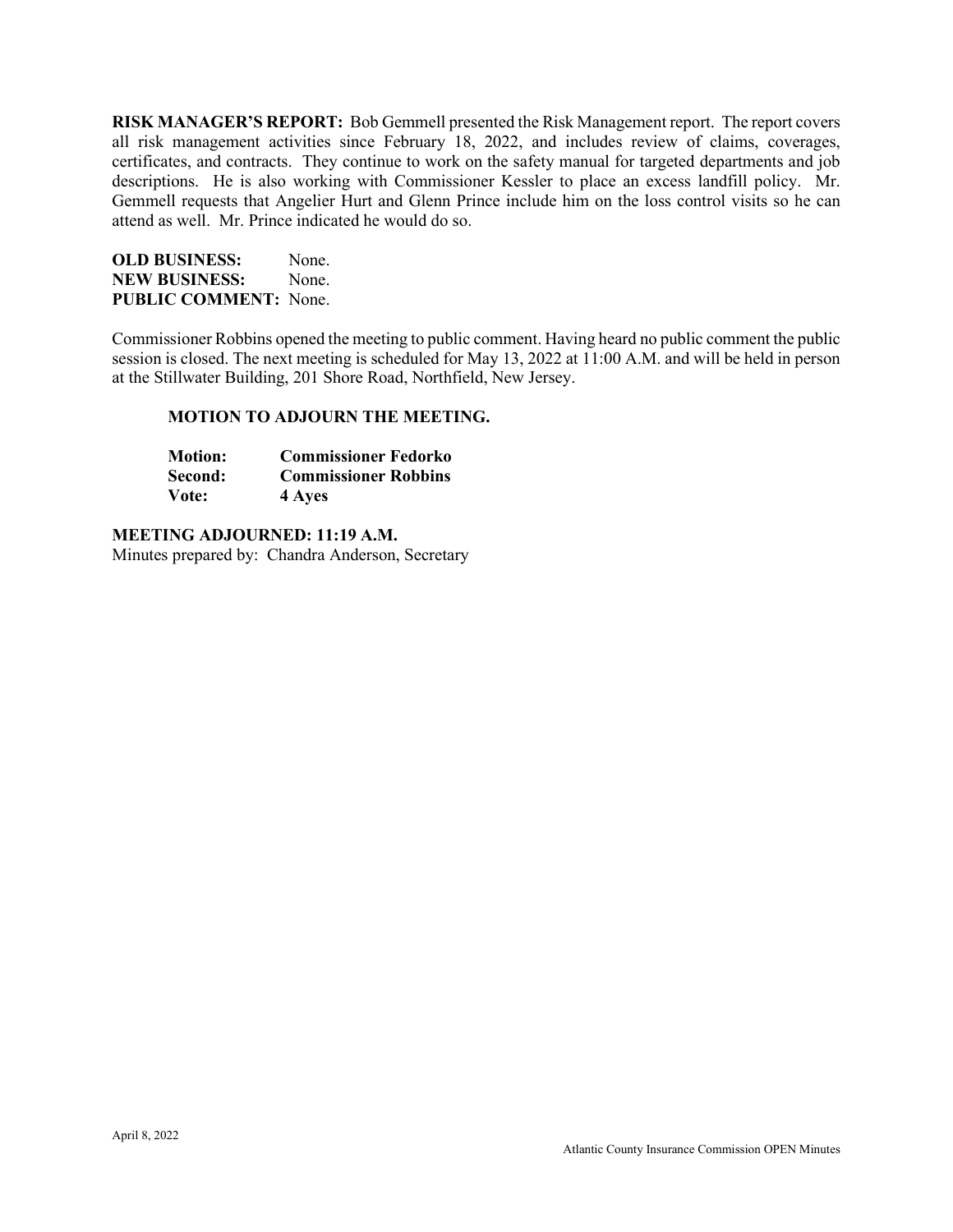**RISK MANAGER'S REPORT:** Bob Gemmell presented the Risk Management report. The report covers all risk management activities since February 18, 2022, and includes review of claims, coverages, certificates, and contracts. They continue to work on the safety manual for targeted departments and job descriptions. He is also working with Commissioner Kessler to place an excess landfill policy. Mr. Gemmell requests that Angelier Hurt and Glenn Prince include him on the loss control visits so he can attend as well. Mr. Prince indicated he would do so.

**OLD BUSINESS:** None.
**NEW BUSINESS:** None.
**PUBLIC COMMENT:** None.

Commissioner Robbins opened the meeting to public comment. Having heard no public comment the public session is closed. The next meeting is scheduled for May 13, 2022 at 11:00 A.M. and will be held in person at the Stillwater Building, 201 Shore Road, Northfield, New Jersey.

**MOTION TO ADJOURN THE MEETING.**

**Motion:** **Commissioner Fedorko**
**Second:** **Commissioner Robbins**
**Vote:** **4 Ayes**

**MEETING ADJOURNED: 11:19 A.M.**
Minutes prepared by: Chandra Anderson, Secretary